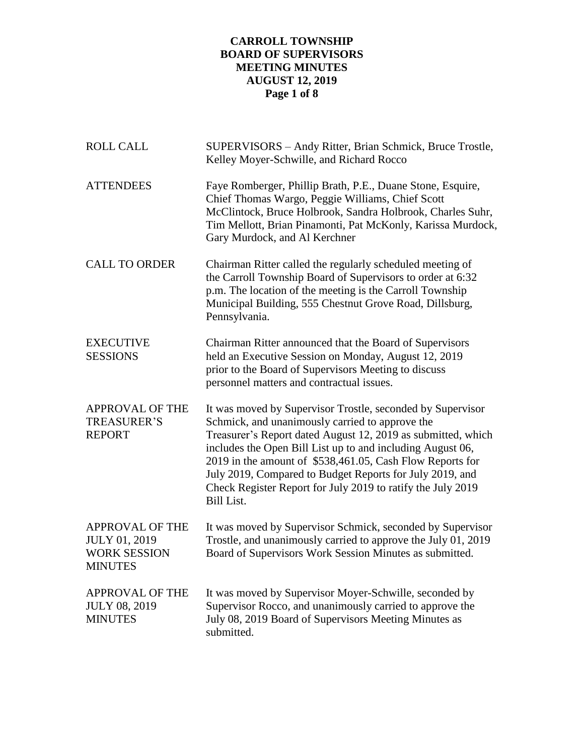# CARROLL TOWNSHIP
## BOARD OF SUPERVISORS
## MEETING MINUTES
## AUGUST 12, 2019

**ROLL CALL**

SUPERVISORS – Andy Ritter, Brian Schmick, Bruce Trostle, Kelley Moyer-Schwille, and Richard Rocco

**ATTENDEES**

Faye Romberger, Phillip Brath, P.E., Duane Stone, Esquire, Chief Thomas Wargo, Peggie Williams, Chief Scott McClintock, Bruce Holbrook, Sandra Holbrook, Charles Suhr, Tim Mellott, Brian Pinamonti, Pat McKonly, Karissa Murdock, Gary Murdock, and Al Kerchner

**CALL TO ORDER**

Chairman Ritter called the regularly scheduled meeting of the Carroll Township Board of Supervisors to order at 6:32 p.m. The location of the meeting is the Carroll Township Municipal Building, 555 Chestnut Grove Road, Dillsburg, Pennsylvania.

**EXECUTIVE SESSIONS**

Chairman Ritter announced that the Board of Supervisors held an Executive Session on Monday, August 12, 2019 prior to the Board of Supervisors Meeting to discuss personnel matters and contractual issues.

**APPROVAL OF THE TREASURER'S REPORT**

It was moved by Supervisor Trostle, seconded by Supervisor Schmick, and unanimously carried to approve the Treasurer's Report dated August 12, 2019 as submitted, which includes the Open Bill List up to and including August 06, 2019 in the amount of $538,461.05, Cash Flow Reports for July 2019, Compared to Budget Reports for July 2019, and Check Register Report for July 2019 to ratify the July 2019 Bill List.

**APPROVAL OF THE JULY 01, 2019 WORK SESSION MINUTES**

It was moved by Supervisor Schmick, seconded by Supervisor Trostle, and unanimously carried to approve the July 01, 2019 Board of Supervisors Work Session Minutes as submitted.

**APPROVAL OF THE JULY 08, 2019 MINUTES**

It was moved by Supervisor Moyer-Schwille, seconded by Supervisor Rocco, and unanimously carried to approve the July 08, 2019 Board of Supervisors Meeting Minutes as submitted.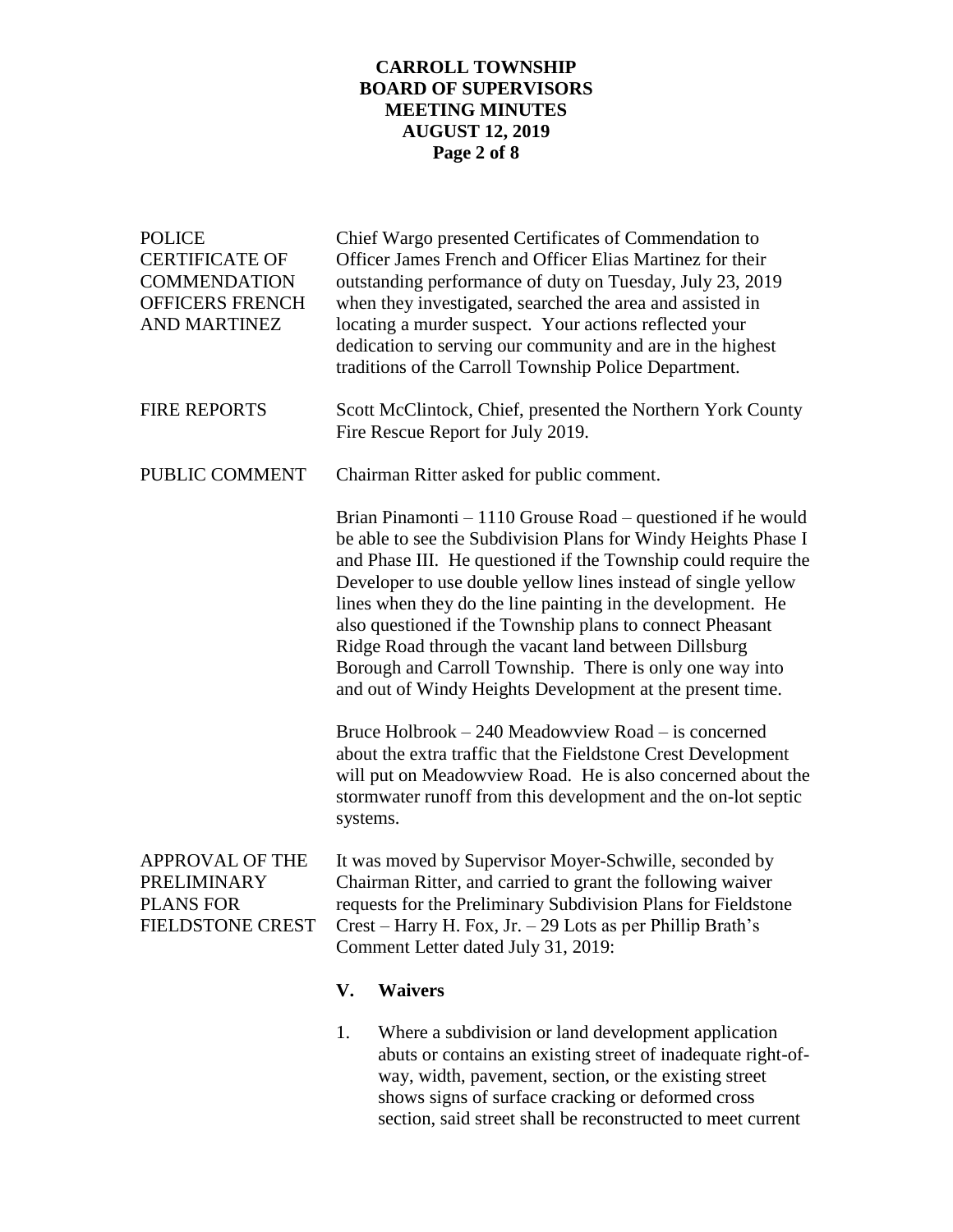**POLICE CERTIFICATE OF COMMENDATION OFFICERS FRENCH AND MARTINEZ**

Chief Wargo presented Certificates of Commendation to Officer James French and Officer Elias Martinez for their outstanding performance of duty on Tuesday, July 23, 2019 when they investigated, searched the area and assisted in locating a murder suspect. Your actions reflected your dedication to serving our community and are in the highest traditions of the Carroll Township Police Department.

**FIRE REPORTS**

Scott McClintock, Chief, presented the Northern York County Fire Rescue Report for July 2019.

**PUBLIC COMMENT**

Chairman Ritter asked for public comment.

Brian Pinamonti – 1110 Grouse Road – questioned if he would be able to see the Subdivision Plans for Windy Heights Phase I and Phase III. He questioned if the Township could require the Developer to use double yellow lines instead of single yellow lines when they do the line painting in the development. He also questioned if the Township plans to connect Pheasant Ridge Road through the vacant land between Dillsburg Borough and Carroll Township. There is only one way into and out of Windy Heights Development at the present time.

Bruce Holbrook – 240 Meadowview Road – is concerned about the extra traffic that the Fieldstone Crest Development will put on Meadowview Road. He is also concerned about the stormwater runoff from this development and the on-lot septic systems.

**APPROVAL OF THE PRELIMINARY PLANS FOR FIELDSTONE CREST**

It was moved by Supervisor Moyer-Schwille, seconded by Chairman Ritter, and carried to grant the following waiver requests for the Preliminary Subdivision Plans for Fieldstone Crest – Harry H. Fox, Jr. – 29 Lots as per Phillip Brath's Comment Letter dated July 31, 2019:

**V. Waivers**

1. Where a subdivision or land development application abuts or contains an existing street of inadequate right-of-way, width, pavement, section, or the existing street shows signs of surface cracking or deformed cross section, said street shall be reconstructed to meet current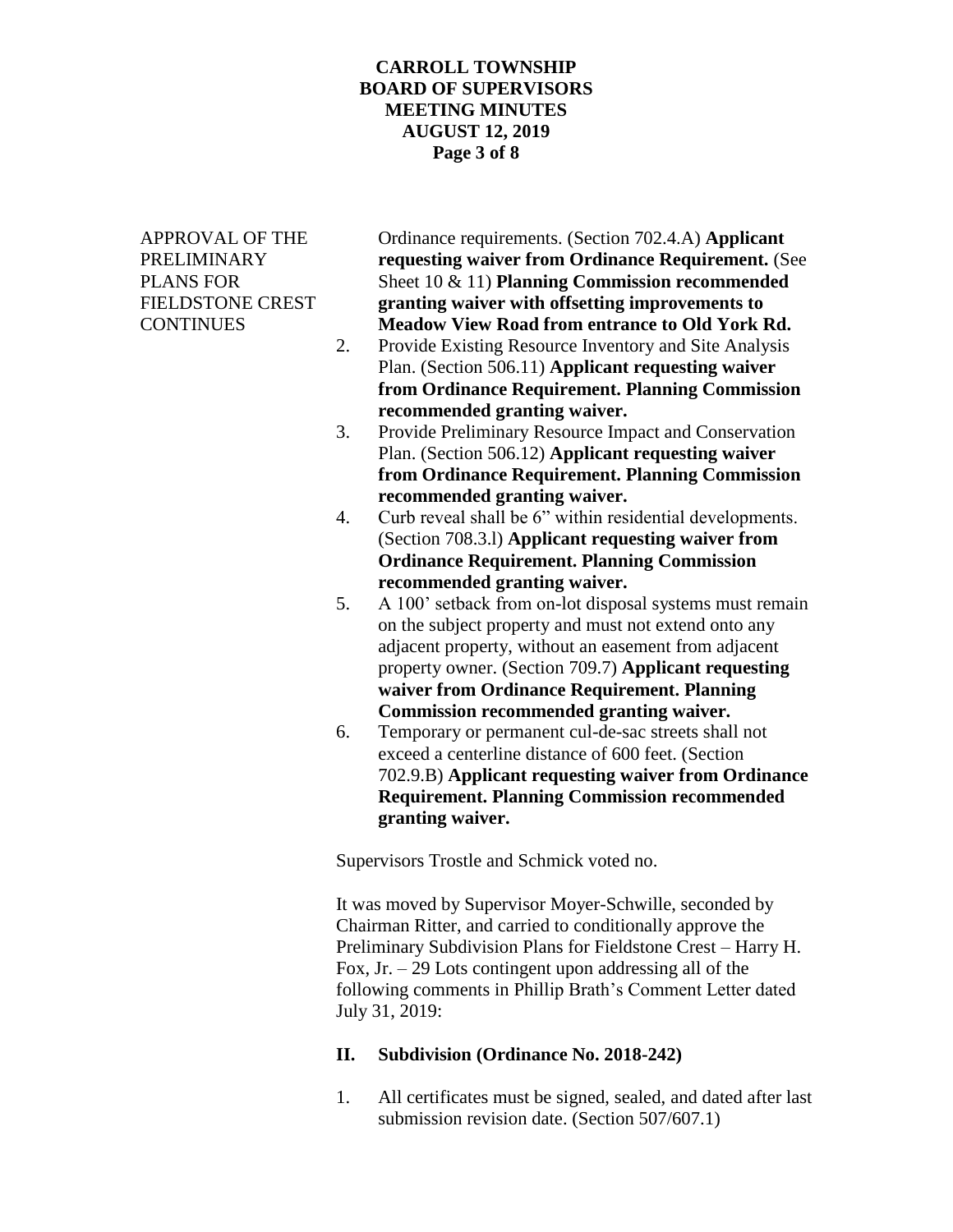APPROVAL OF THE PRELIMINARY PLANS FOR FIELDSTONE CREST CONTINUES

Ordinance requirements. (Section 702.4.A) **Applicant requesting waiver from Ordinance Requirement.** (See Sheet 10 & 11) **Planning Commission recommended granting waiver with offsetting improvements to Meadow View Road from entrance to Old York Rd.**

2. Provide Existing Resource Inventory and Site Analysis Plan. (Section 506.11) **Applicant requesting waiver from Ordinance Requirement. Planning Commission recommended granting waiver.**
3. Provide Preliminary Resource Impact and Conservation Plan. (Section 506.12) **Applicant requesting waiver from Ordinance Requirement. Planning Commission recommended granting waiver.**
4. Curb reveal shall be 6" within residential developments. (Section 708.3.l) **Applicant requesting waiver from Ordinance Requirement. Planning Commission recommended granting waiver.**
5. A 100' setback from on-lot disposal systems must remain on the subject property and must not extend onto any adjacent property, without an easement from adjacent property owner. (Section 709.7) **Applicant requesting waiver from Ordinance Requirement. Planning Commission recommended granting waiver.**
6. Temporary or permanent cul-de-sac streets shall not exceed a centerline distance of 600 feet. (Section 702.9.B) **Applicant requesting waiver from Ordinance Requirement. Planning Commission recommended granting waiver.**

Supervisors Trostle and Schmick voted no.

It was moved by Supervisor Moyer-Schwille, seconded by Chairman Ritter, and carried to conditionally approve the Preliminary Subdivision Plans for Fieldstone Crest – Harry H. Fox, Jr. – 29 Lots contingent upon addressing all of the following comments in Phillip Brath's Comment Letter dated July 31, 2019:

**II. Subdivision (Ordinance No. 2018-242)**

1. All certificates must be signed, sealed, and dated after last submission revision date. (Section 507/607.1)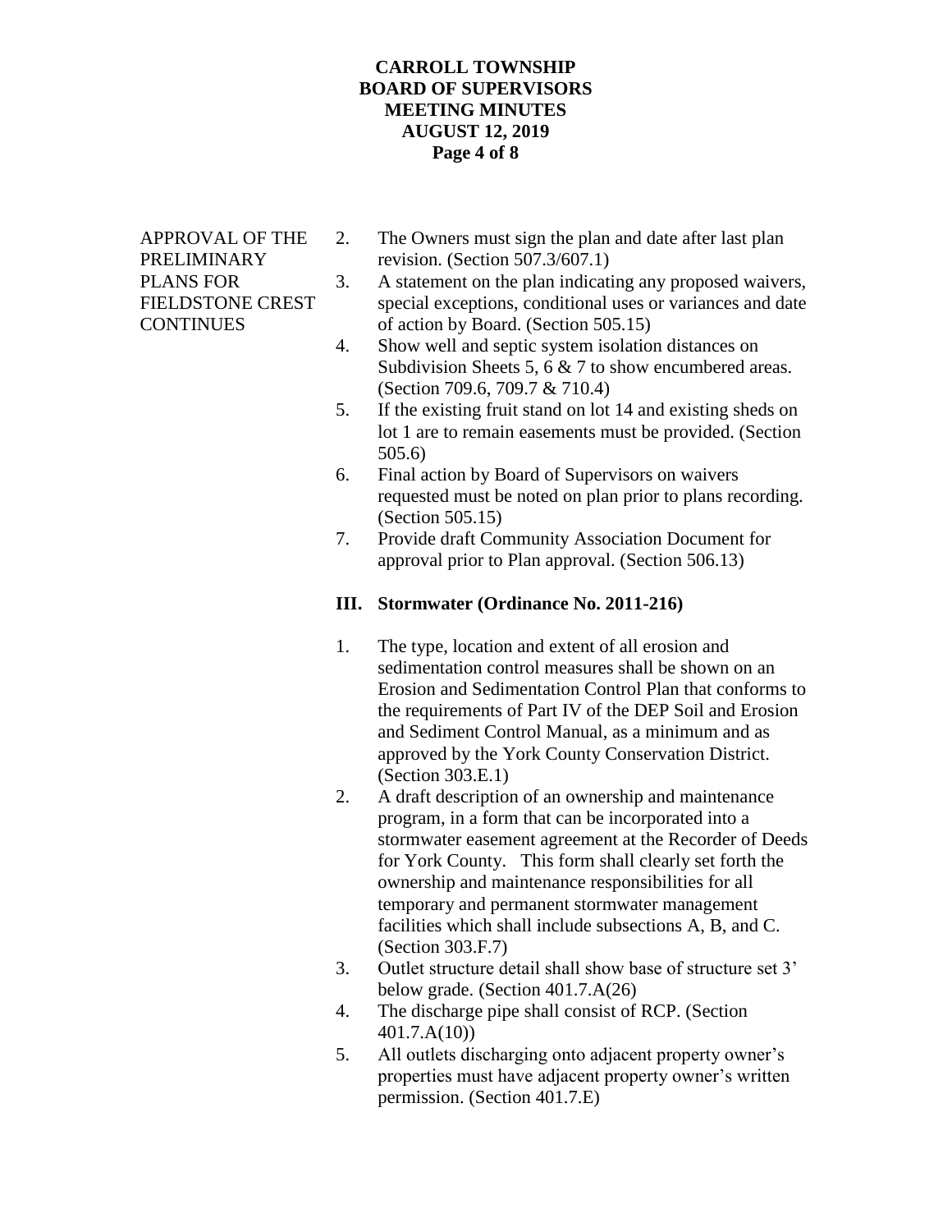APPROVAL OF THE PRELIMINARY PLANS FOR FIELDSTONE CREST CONTINUES

2. The Owners must sign the plan and date after last plan revision. (Section 507.3/607.1)
3. A statement on the plan indicating any proposed waivers, special exceptions, conditional uses or variances and date of action by Board. (Section 505.15)
4. Show well and septic system isolation distances on Subdivision Sheets 5, 6 & 7 to show encumbered areas. (Section 709.6, 709.7 & 710.4)
5. If the existing fruit stand on lot 14 and existing sheds on lot 1 are to remain easements must be provided. (Section 505.6)
6. Final action by Board of Supervisors on waivers requested must be noted on plan prior to plans recording. (Section 505.15)
7. Provide draft Community Association Document for approval prior to Plan approval. (Section 506.13)

**III. Stormwater (Ordinance No. 2011-216)**

1. The type, location and extent of all erosion and sedimentation control measures shall be shown on an Erosion and Sedimentation Control Plan that conforms to the requirements of Part IV of the DEP Soil and Erosion and Sediment Control Manual, as a minimum and as approved by the York County Conservation District. (Section 303.E.1)
2. A draft description of an ownership and maintenance program, in a form that can be incorporated into a stormwater easement agreement at the Recorder of Deeds for York County. This form shall clearly set forth the ownership and maintenance responsibilities for all temporary and permanent stormwater management facilities which shall include subsections A, B, and C. (Section 303.F.7)
3. Outlet structure detail shall show base of structure set 3' below grade. (Section 401.7.A(26)
4. The discharge pipe shall consist of RCP. (Section 401.7.A(10))
5. All outlets discharging onto adjacent property owner's properties must have adjacent property owner's written permission. (Section 401.7.E)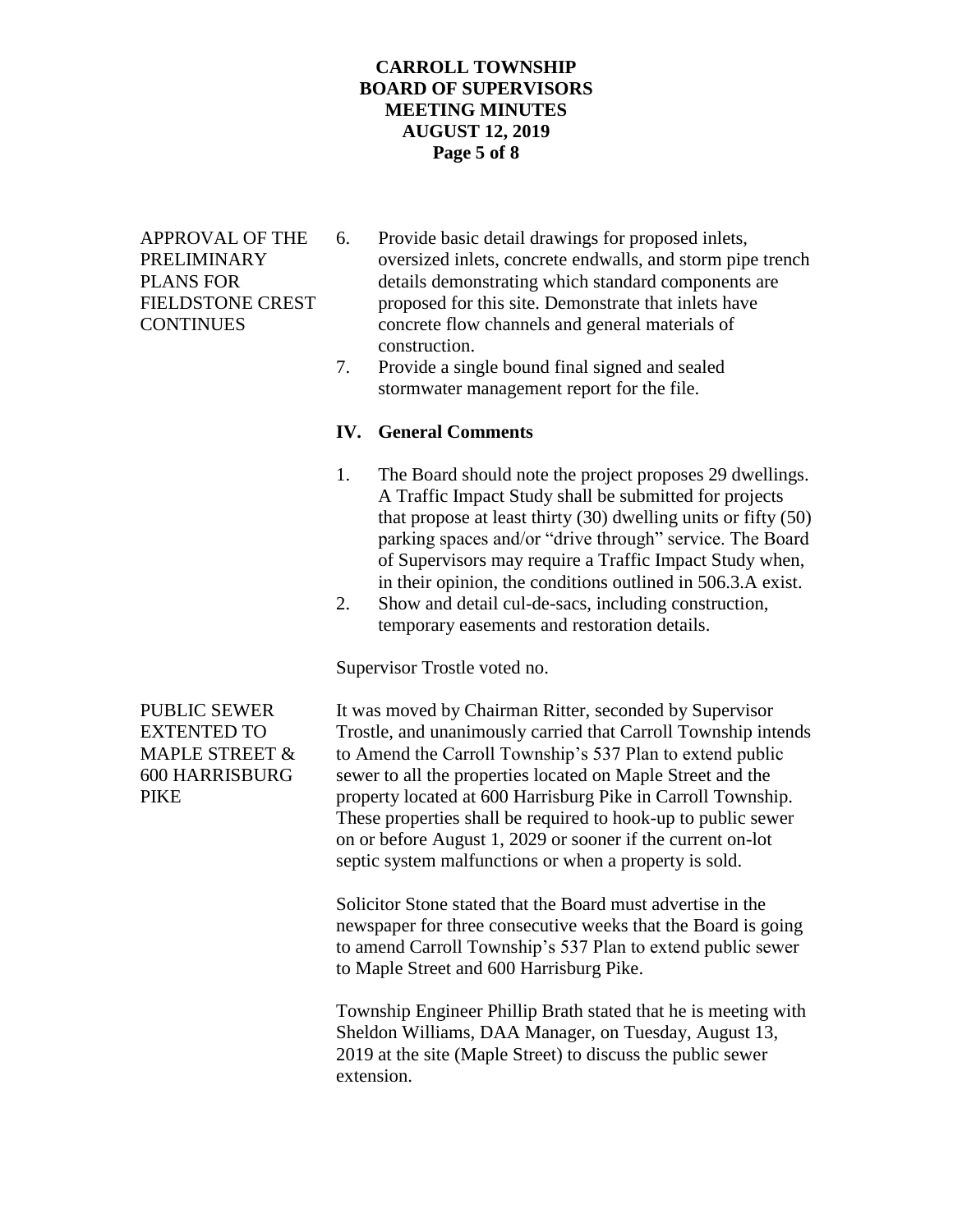APPROVAL OF THE PRELIMINARY PLANS FOR FIELDSTONE CREST CONTINUES

6. Provide basic detail drawings for proposed inlets, oversized inlets, concrete endwalls, and storm pipe trench details demonstrating which standard components are proposed for this site. Demonstrate that inlets have concrete flow channels and general materials of construction.
7. Provide a single bound final signed and sealed stormwater management report for the file.

**IV. General Comments**

1. The Board should note the project proposes 29 dwellings. A Traffic Impact Study shall be submitted for projects that propose at least thirty (30) dwelling units or fifty (50) parking spaces and/or "drive through" service. The Board of Supervisors may require a Traffic Impact Study when, in their opinion, the conditions outlined in 506.3.A exist.
2. Show and detail cul-de-sacs, including construction, temporary easements and restoration details.

Supervisor Trostle voted no.

PUBLIC SEWER EXTENTED TO MAPLE STREET & 600 HARRISBURG PIKE

It was moved by Chairman Ritter, seconded by Supervisor Trostle, and unanimously carried that Carroll Township intends to Amend the Carroll Township's 537 Plan to extend public sewer to all the properties located on Maple Street and the property located at 600 Harrisburg Pike in Carroll Township. These properties shall be required to hook-up to public sewer on or before August 1, 2029 or sooner if the current on-lot septic system malfunctions or when a property is sold.

Solicitor Stone stated that the Board must advertise in the newspaper for three consecutive weeks that the Board is going to amend Carroll Township's 537 Plan to extend public sewer to Maple Street and 600 Harrisburg Pike.

Township Engineer Phillip Brath stated that he is meeting with Sheldon Williams, DAA Manager, on Tuesday, August 13, 2019 at the site (Maple Street) to discuss the public sewer extension.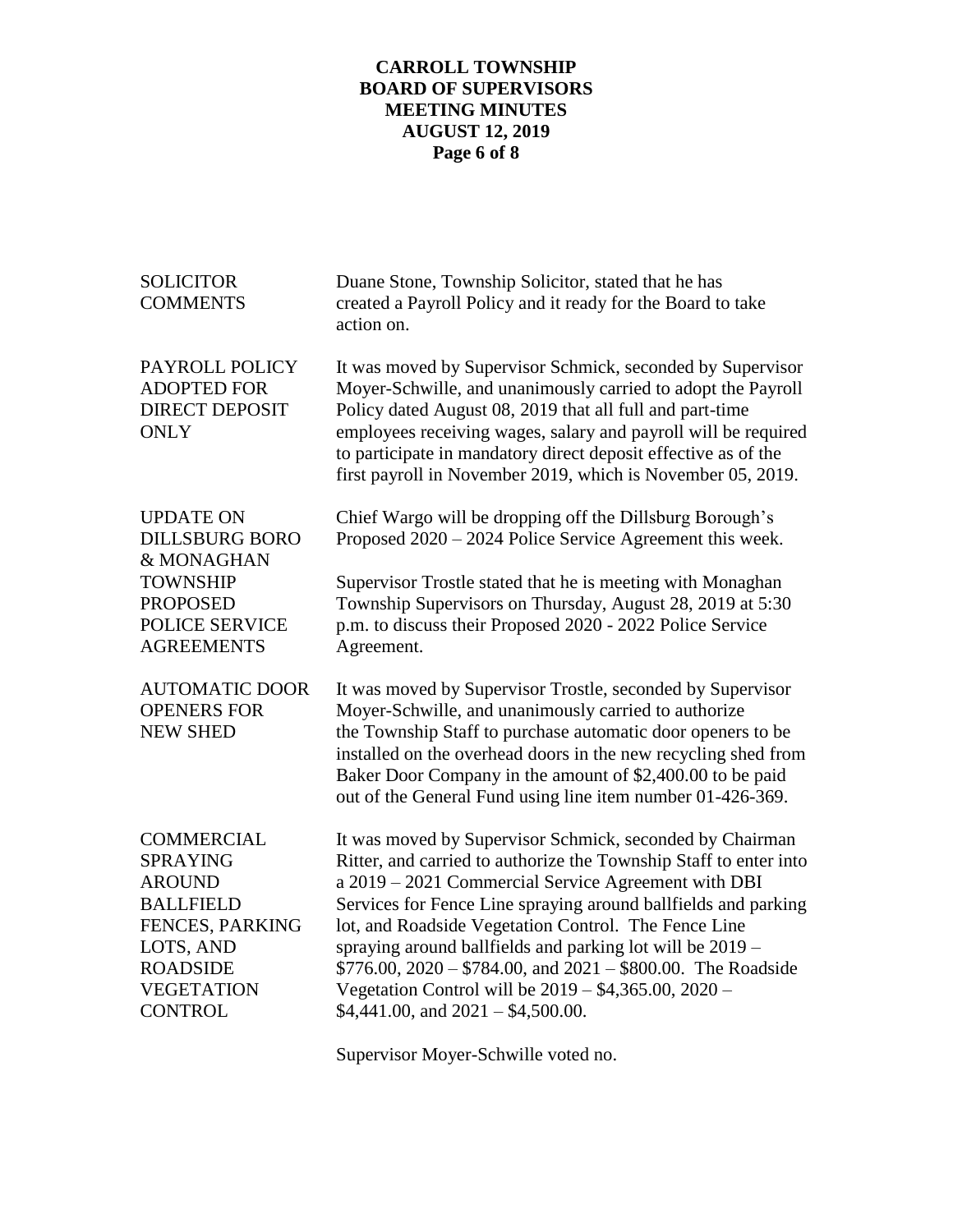**SOLICITOR COMMENTS**

Duane Stone, Township Solicitor, stated that he has created a Payroll Policy and it ready for the Board to take action on.

**PAYROLL POLICY ADOPTED FOR DIRECT DEPOSIT ONLY**

It was moved by Supervisor Schmick, seconded by Supervisor Moyer-Schwille, and unanimously carried to adopt the Payroll Policy dated August 08, 2019 that all full and part-time employees receiving wages, salary and payroll will be required to participate in mandatory direct deposit effective as of the first payroll in November 2019, which is November 05, 2019.

**UPDATE ON DILLSBURG BORO & MONAGHAN TOWNSHIP PROPOSED POLICE SERVICE AGREEMENTS**

Chief Wargo will be dropping off the Dillsburg Borough's Proposed 2020 – 2024 Police Service Agreement this week.

Supervisor Trostle stated that he is meeting with Monaghan Township Supervisors on Thursday, August 28, 2019 at 5:30 p.m. to discuss their Proposed 2020 - 2022 Police Service Agreement.

**AUTOMATIC DOOR OPENERS FOR NEW SHED**

It was moved by Supervisor Trostle, seconded by Supervisor Moyer-Schwille, and unanimously carried to authorize the Township Staff to purchase automatic door openers to be installed on the overhead doors in the new recycling shed from Baker Door Company in the amount of $2,400.00 to be paid out of the General Fund using line item number 01-426-369.

**COMMERCIAL SPRAYING AROUND BALLFIELD FENCES, PARKING LOTS, AND ROADSIDE VEGETATION CONTROL**

It was moved by Supervisor Schmick, seconded by Chairman Ritter, and carried to authorize the Township Staff to enter into a 2019 – 2021 Commercial Service Agreement with DBI Services for Fence Line spraying around ballfields and parking lot, and Roadside Vegetation Control. The Fence Line spraying around ballfields and parking lot will be 2019 – $776.00, 2020 – $784.00, and 2021 – $800.00. The Roadside Vegetation Control will be 2019 – $4,365.00, 2020 – $4,441.00, and 2021 – $4,500.00.

Supervisor Moyer-Schwille voted no.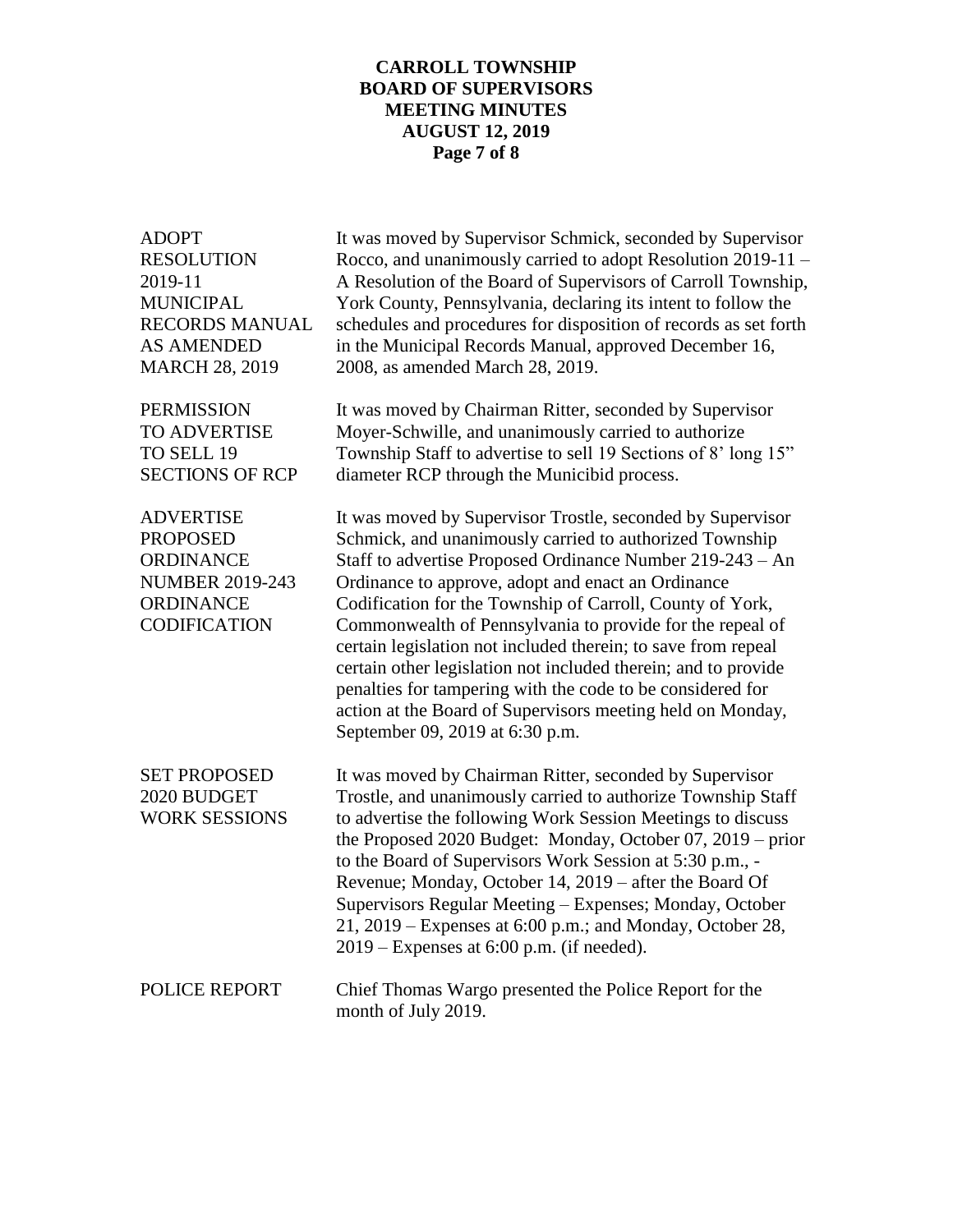**ADOPT RESOLUTION 2019-11 MUNICIPAL RECORDS MANUAL AS AMENDED MARCH 28, 2019**

It was moved by Supervisor Schmick, seconded by Supervisor Rocco, and unanimously carried to adopt Resolution 2019-11 – A Resolution of the Board of Supervisors of Carroll Township, York County, Pennsylvania, declaring its intent to follow the schedules and procedures for disposition of records as set forth in the Municipal Records Manual, approved December 16, 2008, as amended March 28, 2019.

**PERMISSION TO ADVERTISE TO SELL 19 SECTIONS OF RCP**

It was moved by Chairman Ritter, seconded by Supervisor Moyer-Schwille, and unanimously carried to authorize Township Staff to advertise to sell 19 Sections of 8' long 15" diameter RCP through the Municibid process.

**ADVERTISE PROPOSED ORDINANCE NUMBER 2019-243 ORDINANCE CODIFICATION**

It was moved by Supervisor Trostle, seconded by Supervisor Schmick, and unanimously carried to authorized Township Staff to advertise Proposed Ordinance Number 219-243 – An Ordinance to approve, adopt and enact an Ordinance Codification for the Township of Carroll, County of York, Commonwealth of Pennsylvania to provide for the repeal of certain legislation not included therein; to save from repeal certain other legislation not included therein; and to provide penalties for tampering with the code to be considered for action at the Board of Supervisors meeting held on Monday, September 09, 2019 at 6:30 p.m.

**SET PROPOSED 2020 BUDGET WORK SESSIONS**

It was moved by Chairman Ritter, seconded by Supervisor Trostle, and unanimously carried to authorize Township Staff to advertise the following Work Session Meetings to discuss the Proposed 2020 Budget: Monday, October 07, 2019 – prior to the Board of Supervisors Work Session at 5:30 p.m., - Revenue; Monday, October 14, 2019 – after the Board Of Supervisors Regular Meeting – Expenses; Monday, October 21, 2019 – Expenses at 6:00 p.m.; and Monday, October 28, 2019 – Expenses at 6:00 p.m. (if needed).

**POLICE REPORT**

Chief Thomas Wargo presented the Police Report for the month of July 2019.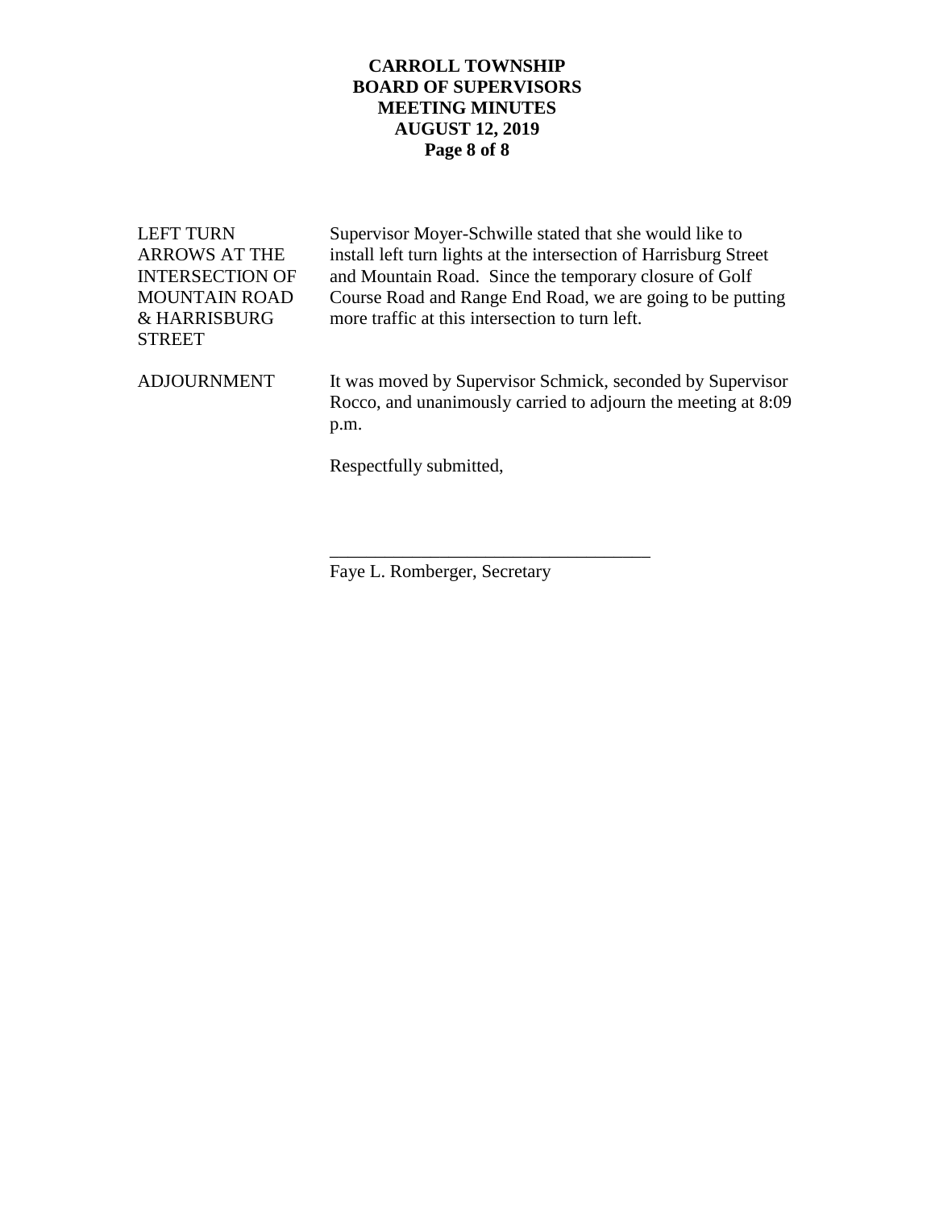**LEFT TURN ARROWS AT THE INTERSECTION OF MOUNTAIN ROAD & HARRISBURG STREET**

Supervisor Moyer-Schwille stated that she would like to install left turn lights at the intersection of Harrisburg Street and Mountain Road. Since the temporary closure of Golf Course Road and Range End Road, we are going to be putting more traffic at this intersection to turn left.

**ADJOURNMENT**

It was moved by Supervisor Schmick, seconded by Supervisor Rocco, and unanimously carried to adjourn the meeting at 8:09 p.m.

Respectfully submitted,

___________________________________

Faye L. Romberger, Secretary